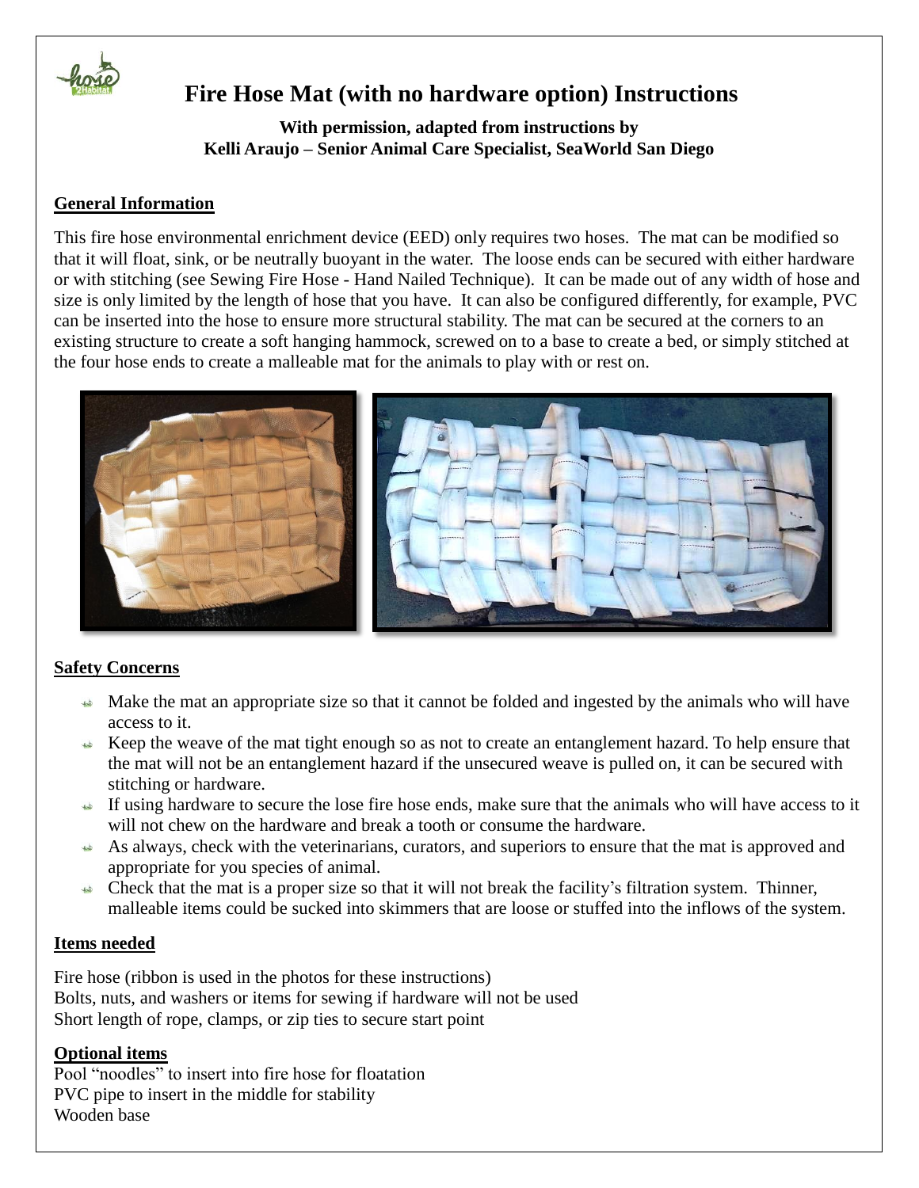# Fire Hose Mat (with no hardware option) Instructions

**With permission, adapted from instructions by**
**Kelli Araujo – Senior Animal Care Specialist, SeaWorld San Diego**

## General Information

This fire hose environmental enrichment device (EED) only requires two hoses. The mat can be modified so that it will float, sink, or be neutrally buoyant in the water. The loose ends can be secured with either hardware or with stitching (see Sewing Fire Hose - Hand Nailed Technique). It can be made out of any width of hose and size is only limited by the length of hose that you have. It can also be configured differently, for example, PVC can be inserted into the hose to ensure more structural stability. The mat can be secured at the corners to an existing structure to create a soft hanging hammock, screwed on to a base to create a bed, or simply stitched at the four hose ends to create a malleable mat for the animals to play with or rest on.

## Safety Concerns

- Make the mat an appropriate size so that it cannot be folded and ingested by the animals who will have access to it.
- Keep the weave of the mat tight enough so as not to create an entanglement hazard. To help ensure that the mat will not be an entanglement hazard if the unsecured weave is pulled on, it can be secured with stitching or hardware.
- If using hardware to secure the lose fire hose ends, make sure that the animals who will have access to it will not chew on the hardware and break a tooth or consume the hardware.
- As always, check with the veterinarians, curators, and superiors to ensure that the mat is approved and appropriate for you species of animal.
- Check that the mat is a proper size so that it will not break the facility's filtration system. Thinner, malleable items could be sucked into skimmers that are loose or stuffed into the inflows of the system.

## Items needed

Fire hose (ribbon is used in the photos for these instructions)
Bolts, nuts, and washers or items for sewing if hardware will not be used
Short length of rope, clamps, or zip ties to secure start point

## Optional items

Pool "noodles" to insert into fire hose for floatation
PVC pipe to insert in the middle for stability
Wooden base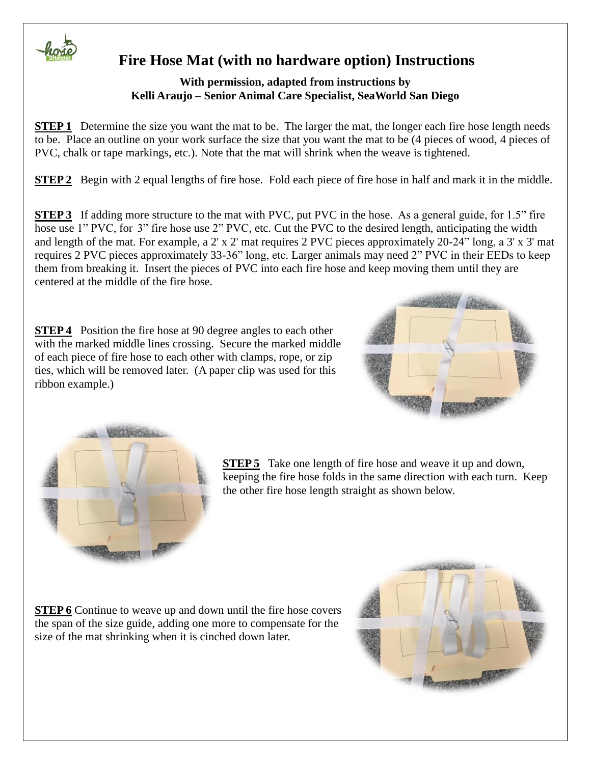# Fire Hose Mat (with no hardware option) Instructions

**With permission, adapted from instructions by Kelli Araujo – Senior Animal Care Specialist, SeaWorld San Diego**

**STEP 1** Determine the size you want the mat to be. The larger the mat, the longer each fire hose length needs to be. Place an outline on your work surface the size that you want the mat to be (4 pieces of wood, 4 pieces of PVC, chalk or tape markings, etc.). Note that the mat will shrink when the weave is tightened.

**STEP 2** Begin with 2 equal lengths of fire hose. Fold each piece of fire hose in half and mark it in the middle.

**STEP 3** If adding more structure to the mat with PVC, put PVC in the hose. As a general guide, for 1.5" fire hose use 1" PVC, for 3" fire hose use 2" PVC, etc. Cut the PVC to the desired length, anticipating the width and length of the mat. For example, a 2' x 2' mat requires 2 PVC pieces approximately 20-24" long, a 3' x 3' mat requires 2 PVC pieces approximately 33-36" long, etc. Larger animals may need 2" PVC in their EEDs to keep them from breaking it. Insert the pieces of PVC into each fire hose and keep moving them until they are centered at the middle of the fire hose.

**STEP 4** Position the fire hose at 90 degree angles to each other with the marked middle lines crossing. Secure the marked middle of each piece of fire hose to each other with clamps, rope, or zip ties, which will be removed later. (A paper clip was used for this ribbon example.)

**STEP 5** Take one length of fire hose and weave it up and down, keeping the fire hose folds in the same direction with each turn. Keep the other fire hose length straight as shown below.

**STEP 6** Continue to weave up and down until the fire hose covers the span of the size guide, adding one more to compensate for the size of the mat shrinking when it is cinched down later.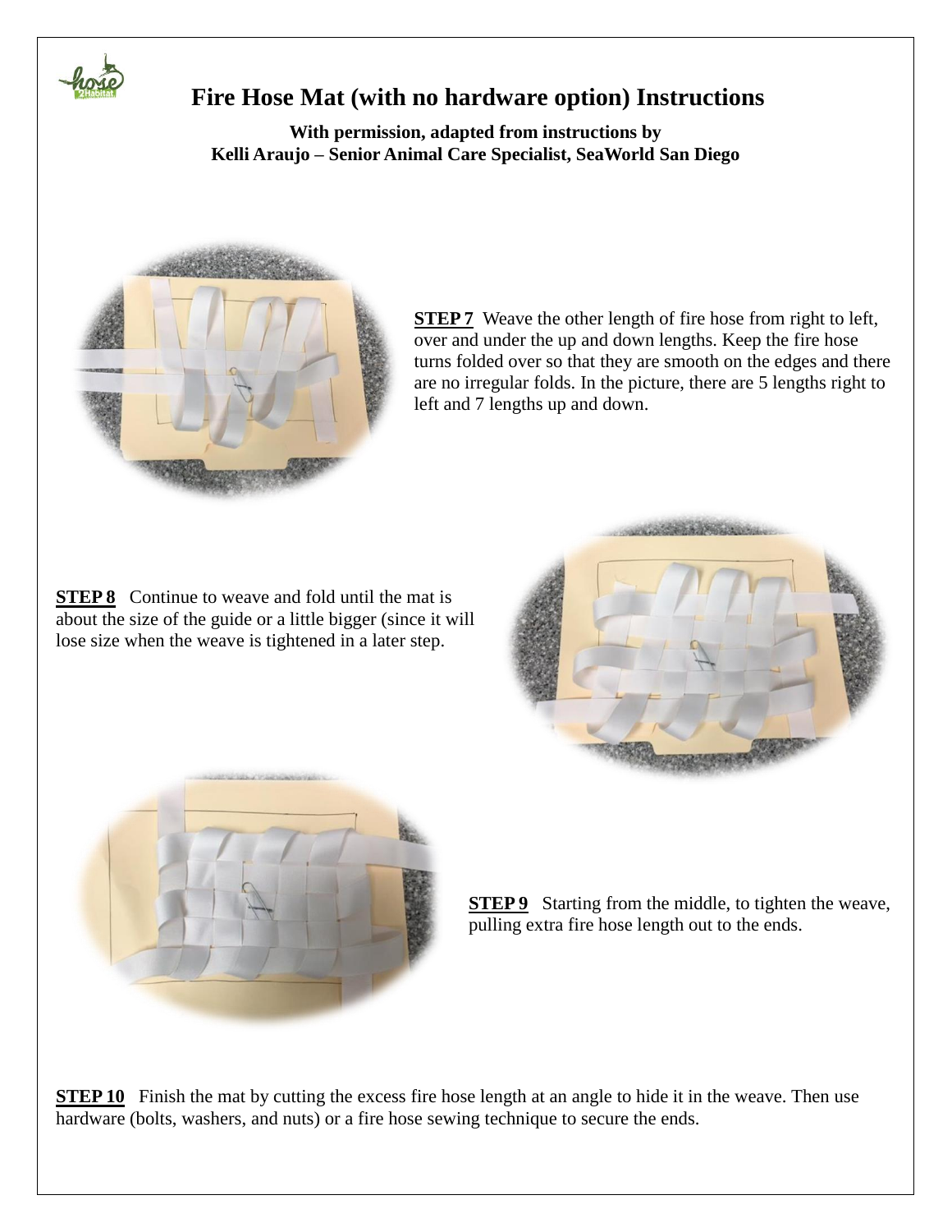# Fire Hose Mat (with no hardware option) Instructions

**With permission, adapted from instructions by**
**Kelli Araujo – Senior Animal Care Specialist, SeaWorld San Diego**

**STEP 7** Weave the other length of fire hose from right to left, over and under the up and down lengths. Keep the fire hose turns folded over so that they are smooth on the edges and there are no irregular folds. In the picture, there are 5 lengths right to left and 7 lengths up and down.

**STEP 8** Continue to weave and fold until the mat is about the size of the guide or a little bigger (since it will lose size when the weave is tightened in a later step.

**STEP 9** Starting from the middle, to tighten the weave, pulling extra fire hose length out to the ends.

**STEP 10** Finish the mat by cutting the excess fire hose length at an angle to hide it in the weave. Then use hardware (bolts, washers, and nuts) or a fire hose sewing technique to secure the ends.